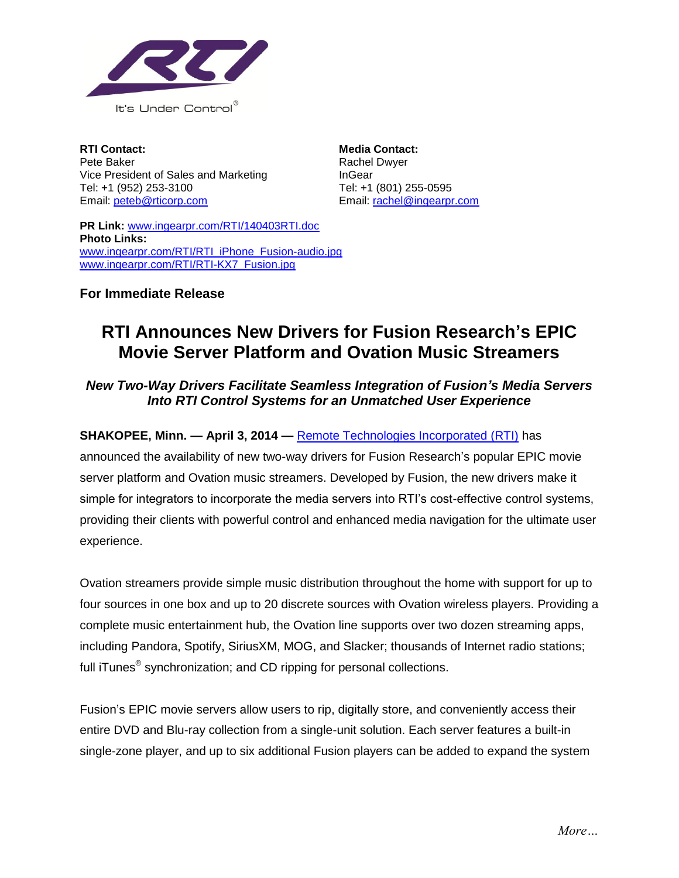It's Under Control®

**RTI Contact:**
Pete Baker
Vice President of Sales and Marketing
Tel: +1 (952) 253-3100
Email: [peteb@rticorp.com](mailto:peteb@rticorp.com)

**Media Contact:**
Rachel Dwyer
InGear
Tel: +1 (801) 255-0595
Email: [rachel@ingearpr.com](mailto:rachel@ingearpr.com)

**PR Link:** [www.ingearpr.com/RTI/140403RTI.doc](http://www.ingearpr.com/RTI/140403RTI.doc)
**Photo Links:**
[www.ingearpr.com/RTI/RTI_iPhone_Fusion-audio.jpg](http://www.ingearpr.com/RTI/RTI_iPhone_Fusion-audio.jpg)
[www.ingearpr.com/RTI/RTI-KX7_Fusion.jpg](http://www.ingearpr.com/RTI/RTI-KX7_Fusion.jpg)

**For Immediate Release**

# RTI Announces New Drivers for Fusion Research's EPIC Movie Server Platform and Ovation Music Streamers

### *New Two-Way Drivers Facilitate Seamless Integration of Fusion's Media Servers Into RTI Control Systems for an Unmatched User Experience*

**SHAKOPEE, Minn. — April 3, 2014 —** Remote Technologies Incorporated (RTI) has announced the availability of new two-way drivers for Fusion Research's popular EPIC movie server platform and Ovation music streamers. Developed by Fusion, the new drivers make it simple for integrators to incorporate the media servers into RTI's cost-effective control systems, providing their clients with powerful control and enhanced media navigation for the ultimate user experience.

Ovation streamers provide simple music distribution throughout the home with support for up to four sources in one box and up to 20 discrete sources with Ovation wireless players. Providing a complete music entertainment hub, the Ovation line supports over two dozen streaming apps, including Pandora, Spotify, SiriusXM, MOG, and Slacker; thousands of Internet radio stations; full iTunes® synchronization; and CD ripping for personal collections.

Fusion's EPIC movie servers allow users to rip, digitally store, and conveniently access their entire DVD and Blu-ray collection from a single-unit solution. Each server features a built-in single-zone player, and up to six additional Fusion players can be added to expand the system

*More…*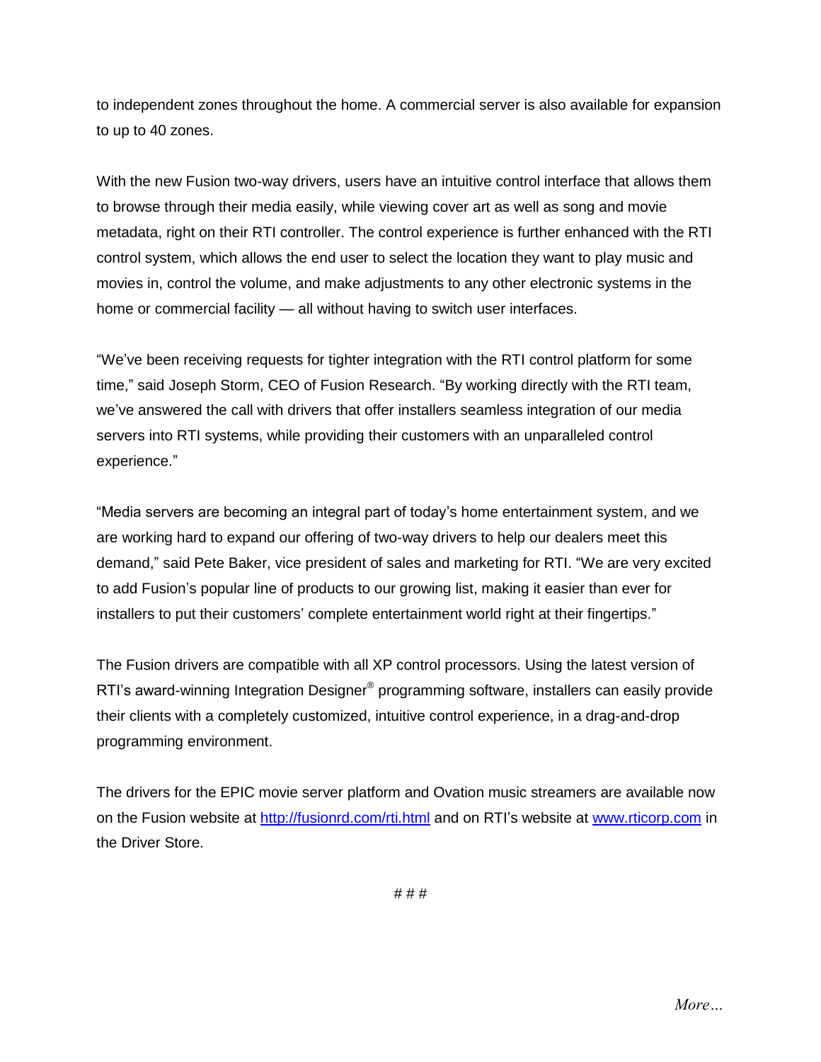to independent zones throughout the home. A commercial server is also available for expansion to up to 40 zones.

With the new Fusion two-way drivers, users have an intuitive control interface that allows them to browse through their media easily, while viewing cover art as well as song and movie metadata, right on their RTI controller. The control experience is further enhanced with the RTI control system, which allows the end user to select the location they want to play music and movies in, control the volume, and make adjustments to any other electronic systems in the home or commercial facility — all without having to switch user interfaces.

"We've been receiving requests for tighter integration with the RTI control platform for some time," said Joseph Storm, CEO of Fusion Research. "By working directly with the RTI team, we've answered the call with drivers that offer installers seamless integration of our media servers into RTI systems, while providing their customers with an unparalleled control experience."

"Media servers are becoming an integral part of today's home entertainment system, and we are working hard to expand our offering of two-way drivers to help our dealers meet this demand," said Pete Baker, vice president of sales and marketing for RTI. "We are very excited to add Fusion's popular line of products to our growing list, making it easier than ever for installers to put their customers' complete entertainment world right at their fingertips."

The Fusion drivers are compatible with all XP control processors. Using the latest version of RTI's award-winning Integration Designer® programming software, installers can easily provide their clients with a completely customized, intuitive control experience, in a drag-and-drop programming environment.

The drivers for the EPIC movie server platform and Ovation music streamers are available now on the Fusion website at [http://fusionrd.com/rti.html](http://fusionrd.com/rti.html) and on RTI's website at [www.rticorp.com](http://www.rticorp.com) in the Driver Store.

# # #

*More…*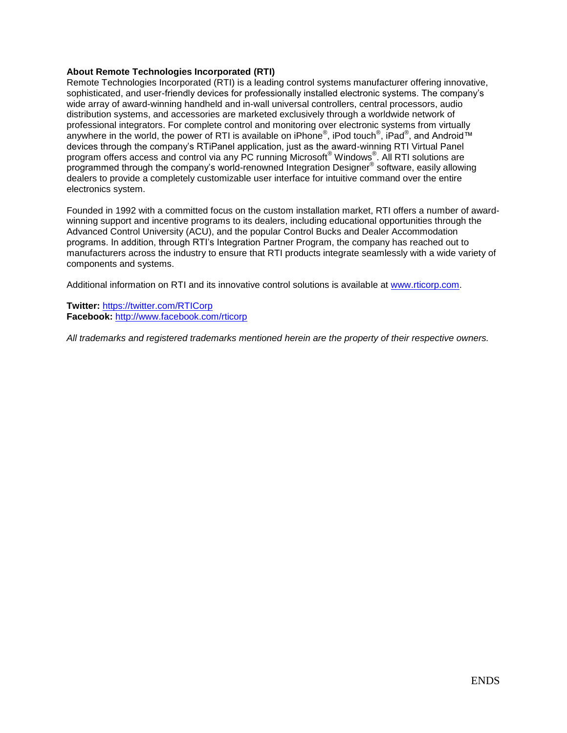**About Remote Technologies Incorporated (RTI)**

Remote Technologies Incorporated (RTI) is a leading control systems manufacturer offering innovative, sophisticated, and user-friendly devices for professionally installed electronic systems. The company's wide array of award-winning handheld and in-wall universal controllers, central processors, audio distribution systems, and accessories are marketed exclusively through a worldwide network of professional integrators. For complete control and monitoring over electronic systems from virtually anywhere in the world, the power of RTI is available on iPhone®, iPod touch®, iPad®, and Android™ devices through the company's RTiPanel application, just as the award-winning RTI Virtual Panel program offers access and control via any PC running Microsoft® Windows®. All RTI solutions are programmed through the company's world-renowned Integration Designer® software, easily allowing dealers to provide a completely customizable user interface for intuitive command over the entire electronics system.

Founded in 1992 with a committed focus on the custom installation market, RTI offers a number of award-winning support and incentive programs to its dealers, including educational opportunities through the Advanced Control University (ACU), and the popular Control Bucks and Dealer Accommodation programs. In addition, through RTI's Integration Partner Program, the company has reached out to manufacturers across the industry to ensure that RTI products integrate seamlessly with a wide variety of components and systems.

Additional information on RTI and its innovative control solutions is available at [www.rticorp.com](http://www.rticorp.com).

**Twitter:** [https://twitter.com/RTICorp](https://twitter.com/RTICorp)
**Facebook:** [http://www.facebook.com/rticorp](http://www.facebook.com/rticorp)

*All trademarks and registered trademarks mentioned herein are the property of their respective owners.*

ENDS